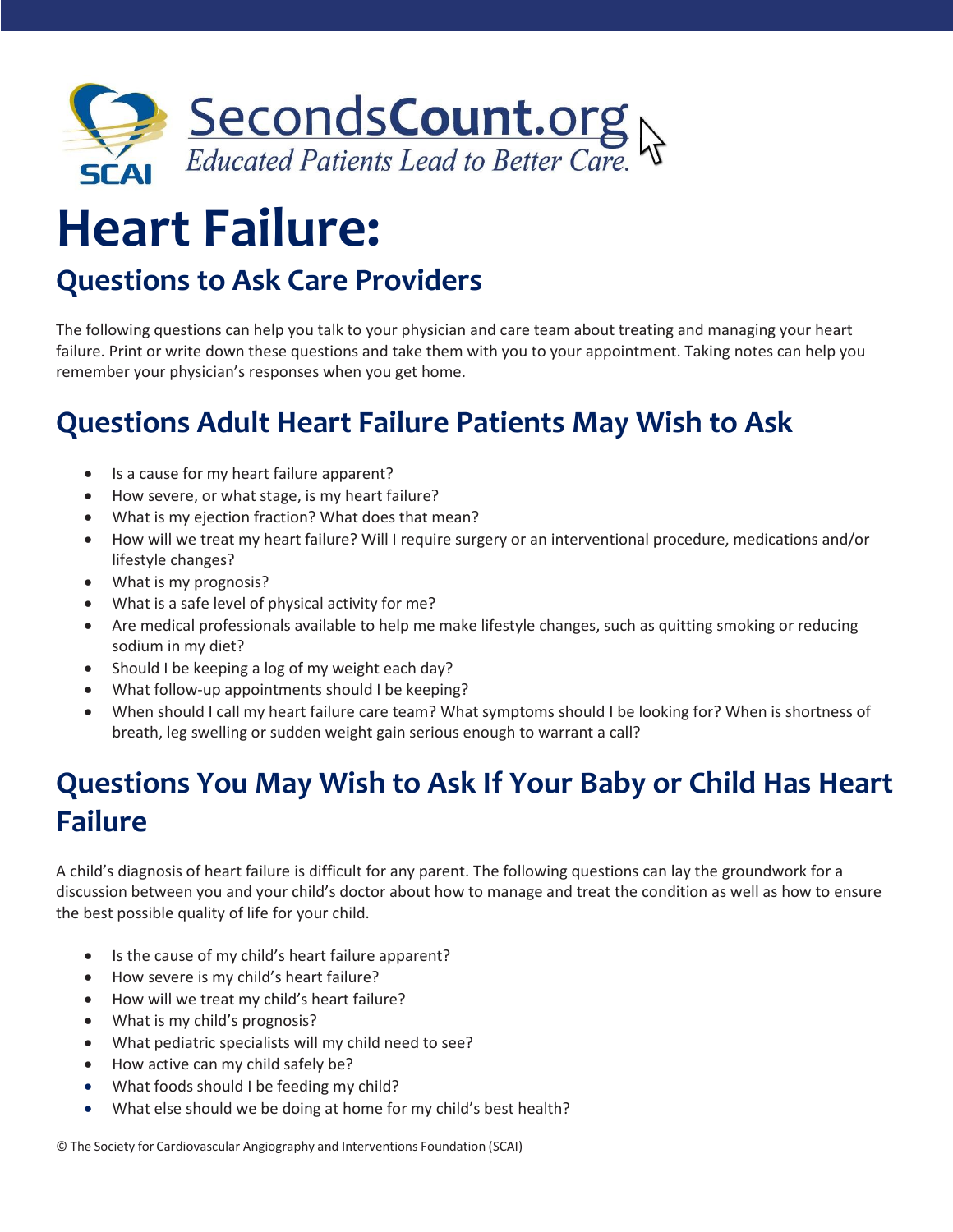SecondsCount.org

*Educated Patients Lead to Better Care.*

SCAI

# Heart Failure:

## Questions to Ask Care Providers

The following questions can help you talk to your physician and care team about treating and managing your heart failure. Print or write down these questions and take them with you to your appointment. Taking notes can help you remember your physician's responses when you get home.

## Questions Adult Heart Failure Patients May Wish to Ask

- Is a cause for my heart failure apparent?
- How severe, or what stage, is my heart failure?
- What is my ejection fraction? What does that mean?
- How will we treat my heart failure? Will I require surgery or an interventional procedure, medications and/or lifestyle changes?
- What is my prognosis?
- What is a safe level of physical activity for me?
- Are medical professionals available to help me make lifestyle changes, such as quitting smoking or reducing sodium in my diet?
- Should I be keeping a log of my weight each day?
- What follow-up appointments should I be keeping?
- When should I call my heart failure care team? What symptoms should I be looking for? When is shortness of breath, leg swelling or sudden weight gain serious enough to warrant a call?

## Questions You May Wish to Ask If Your Baby or Child Has Heart Failure

A child's diagnosis of heart failure is difficult for any parent. The following questions can lay the groundwork for a discussion between you and your child's doctor about how to manage and treat the condition as well as how to ensure the best possible quality of life for your child.

- Is the cause of my child's heart failure apparent?
- How severe is my child's heart failure?
- How will we treat my child's heart failure?
- What is my child's prognosis?
- What pediatric specialists will my child need to see?
- How active can my child safely be?
- What foods should I be feeding my child?
- What else should we be doing at home for my child's best health?

© The Society for Cardiovascular Angiography and Interventions Foundation (SCAI)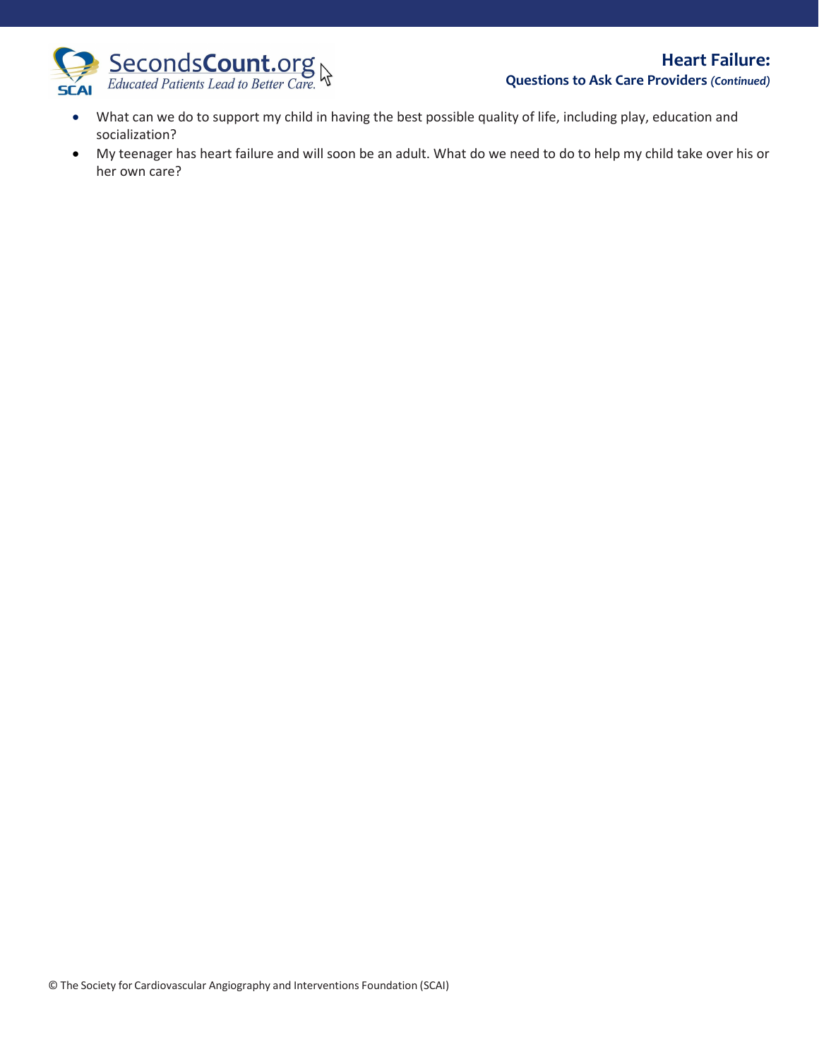- What can we do to support my child in having the best possible quality of life, including play, education and socialization?
- My teenager has heart failure and will soon be an adult. What do we need to do to help my child take over his or her own care?